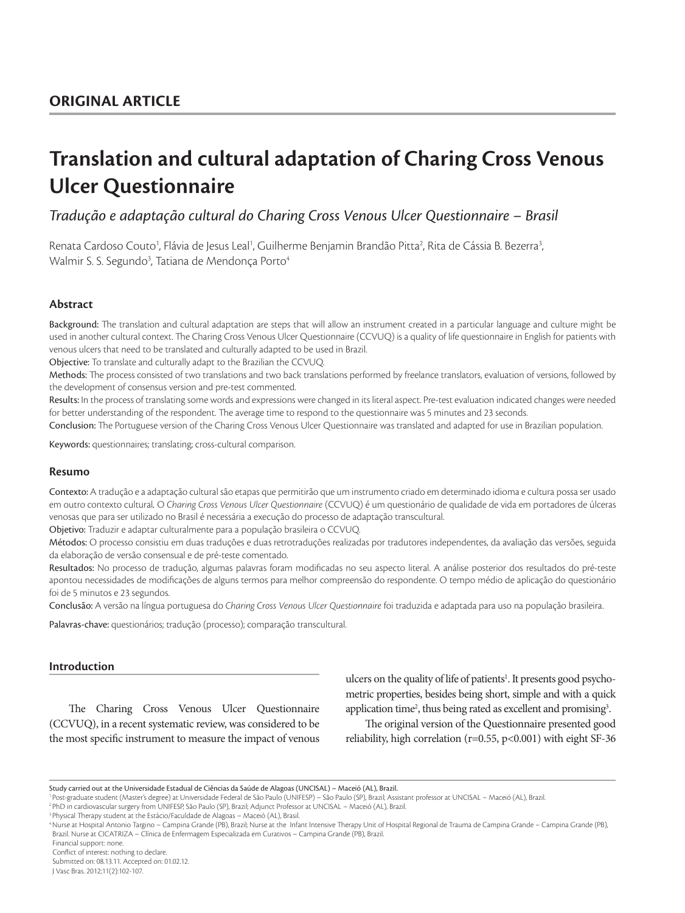## ORIGINAL ARTICLE

# Translation and cultural adaptation of Charing Cross Venous Ulcer Questionnaire

*Tradução e adaptação cultural do Charing Cross Venous Ulcer Questionnaire – Brasil*

Renata Cardoso Couto[1], Flávia de Jesus Leal[1], Guilherme Benjamin Brandão Pitta[2], Rita de Cássia B. Bezerra[3], Walmir S. S. Segundo[3], Tatiana de Mendonça Porto[4]

### Abstract

Background: The translation and cultural adaptation are steps that will allow an instrument created in a particular language and culture might be used in another cultural context. The Charing Cross Venous Ulcer Questionnaire (CCVUQ) is a quality of life questionnaire in English for patients with venous ulcers that need to be translated and culturally adapted to be used in Brazil.

Objective: To translate and culturally adapt to the Brazilian the CCVUQ.

Methods: The process consisted of two translations and two back translations performed by freelance translators, evaluation of versions, followed by the development of consensus version and pre-test commented.

Results: In the process of translating some words and expressions were changed in its literal aspect. Pre-test evaluation indicated changes were needed for better understanding of the respondent. The average time to respond to the questionnaire was 5 minutes and 23 seconds.

Conclusion: The Portuguese version of the Charing Cross Venous Ulcer Questionnaire was translated and adapted for use in Brazilian population.

Keywords: questionnaires; translating; cross-cultural comparison.

### Resumo

Contexto: A tradução e a adaptação cultural são etapas que permitirão que um instrumento criado em determinado idioma e cultura possa ser usado em outro contexto cultural. O *Charing Cross Venous Ulcer Questionnaire* (CCVUQ) é um questionário de qualidade de vida em portadores de úlceras venosas que para ser utilizado no Brasil é necessária a execução do processo de adaptação transcultural.

Objetivo: Traduzir e adaptar culturalmente para a população brasileira o CCVUQ.

Métodos: O processo consistiu em duas traduções e duas retrotraduções realizadas por tradutores independentes, da avaliação das versões, seguida da elaboração de versão consensual e de pré-teste comentado.

Resultados: No processo de tradução, algumas palavras foram modificadas no seu aspecto literal. A análise posterior dos resultados do pré-teste apontou necessidades de modificações de alguns termos para melhor compreensão do respondente. O tempo médio de aplicação do questionário foi de 5 minutos e 23 segundos.

Conclusão: A versão na língua portuguesa do *Charing Cross Venous Ulcer Questionnaire* foi traduzida e adaptada para uso na população brasileira.

Palavras-chave: questionários; tradução (processo); comparação transcultural.

### Introduction

The Charing Cross Venous Ulcer Questionnaire (CCVUQ), in a recent systematic review, was considered to be the most specific instrument to measure the impact of venous ulcers on the quality of life of patients[1]. It presents good psychometric properties, besides being short, simple and with a quick application time[2], thus being rated as excellent and promising[3].

The original version of the Questionnaire presented good reliability, high correlation (r=0.55, p<0.001) with eight SF-36

---

Study carried out at the Universidade Estadual de Ciências da Saúde de Alagoas (UNCISAL) – Maceió (AL), Brazil.

[1] Post-graduate student (Master's degree) at Universidade Federal de São Paulo (UNIFESP) – São Paulo (SP), Brazil; Assistant professor at UNCISAL – Maceió (AL), Brazil.

[2] PhD in cardiovascular surgery from UNIFESP, São Paulo (SP), Brazil; Adjunct Professor at UNCISAL – Maceió (AL), Brazil.

[3] Physical Therapy student at the Estácio/Faculdade de Alagoas – Maceió (AL), Brasil.

[4] Nurse at Hospital Antonio Targino – Campina Grande (PB), Brazil; Nurse at the Infant Intensive Therapy Unit of Hospital Regional de Trauma de Campina Grande – Campina Grande (PB), Brazil. Nurse at CICATRIZA – Clínica de Enfermagem Especializada em Curativos – Campina Grande (PB), Brazil.

Financial support: none.

Conflict of interest: nothing to declare.

Submitted on: 08.13.11. Accepted on: 01.02.12.

J Vasc Bras. 2012;11(2):102-107.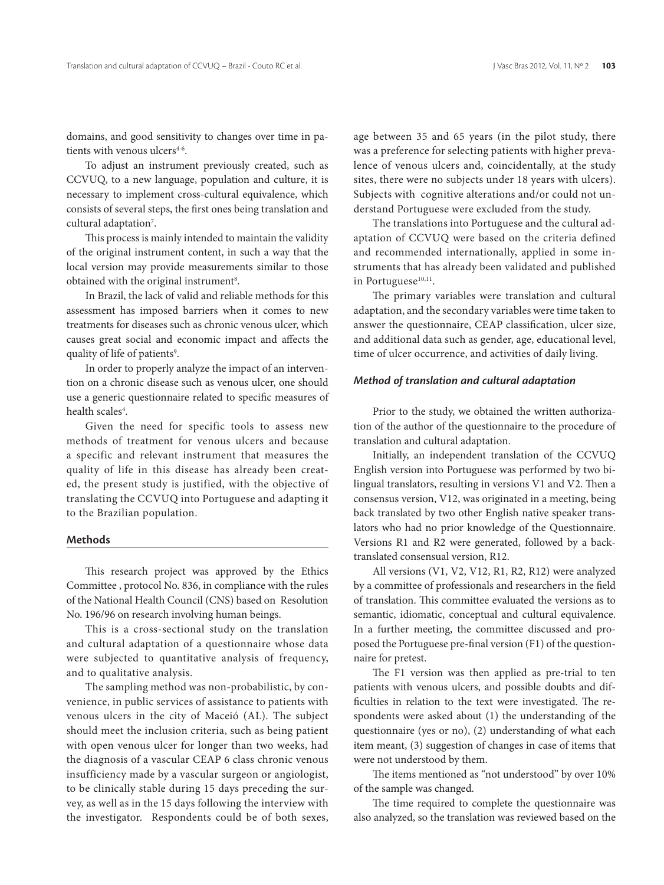domains, and good sensitivity to changes over time in patients with venous ulcers[4-6].

To adjust an instrument previously created, such as CCVUQ, to a new language, population and culture, it is necessary to implement cross-cultural equivalence, which consists of several steps, the first ones being translation and cultural adaptation[7].

This process is mainly intended to maintain the validity of the original instrument content, in such a way that the local version may provide measurements similar to those obtained with the original instrument[8].

In Brazil, the lack of valid and reliable methods for this assessment has imposed barriers when it comes to new treatments for diseases such as chronic venous ulcer, which causes great social and economic impact and affects the quality of life of patients[9].

In order to properly analyze the impact of an intervention on a chronic disease such as venous ulcer, one should use a generic questionnaire related to specific measures of health scales[4].

Given the need for specific tools to assess new methods of treatment for venous ulcers and because a specific and relevant instrument that measures the quality of life in this disease has already been created, the present study is justified, with the objective of translating the CCVUQ into Portuguese and adapting it to the Brazilian population.

## Methods

This research project was approved by the Ethics Committee , protocol No. 836, in compliance with the rules of the National Health Council (CNS) based on Resolution No. 196/96 on research involving human beings.

This is a cross-sectional study on the translation and cultural adaptation of a questionnaire whose data were subjected to quantitative analysis of frequency, and to qualitative analysis.

The sampling method was non-probabilistic, by convenience, in public services of assistance to patients with venous ulcers in the city of Maceió (AL). The subject should meet the inclusion criteria, such as being patient with open venous ulcer for longer than two weeks, had the diagnosis of a vascular CEAP 6 class chronic venous insufficiency made by a vascular surgeon or angiologist, to be clinically stable during 15 days preceding the survey, as well as in the 15 days following the interview with the investigator. Respondents could be of both sexes, age between 35 and 65 years (in the pilot study, there was a preference for selecting patients with higher prevalence of venous ulcers and, coincidentally, at the study sites, there were no subjects under 18 years with ulcers). Subjects with cognitive alterations and/or could not understand Portuguese were excluded from the study.

The translations into Portuguese and the cultural adaptation of CCVUQ were based on the criteria defined and recommended internationally, applied in some instruments that has already been validated and published in Portuguese[10,11].

The primary variables were translation and cultural adaptation, and the secondary variables were time taken to answer the questionnaire, CEAP classification, ulcer size, and additional data such as gender, age, educational level, time of ulcer occurrence, and activities of daily living.

### *Method of translation and cultural adaptation*

Prior to the study, we obtained the written authorization of the author of the questionnaire to the procedure of translation and cultural adaptation.

Initially, an independent translation of the CCVUQ English version into Portuguese was performed by two bilingual translators, resulting in versions V1 and V2. Then a consensus version, V12, was originated in a meeting, being back translated by two other English native speaker translators who had no prior knowledge of the Questionnaire. Versions R1 and R2 were generated, followed by a back-translated consensual version, R12.

All versions (V1, V2, V12, R1, R2, R12) were analyzed by a committee of professionals and researchers in the field of translation. This committee evaluated the versions as to semantic, idiomatic, conceptual and cultural equivalence. In a further meeting, the committee discussed and proposed the Portuguese pre-final version (F1) of the questionnaire for pretest.

The F1 version was then applied as pre-trial to ten patients with venous ulcers, and possible doubts and difficulties in relation to the text were investigated. The respondents were asked about (1) the understanding of the questionnaire (yes or no), (2) understanding of what each item meant, (3) suggestion of changes in case of items that were not understood by them.

The items mentioned as "not understood" by over 10% of the sample was changed.

The time required to complete the questionnaire was also analyzed, so the translation was reviewed based on the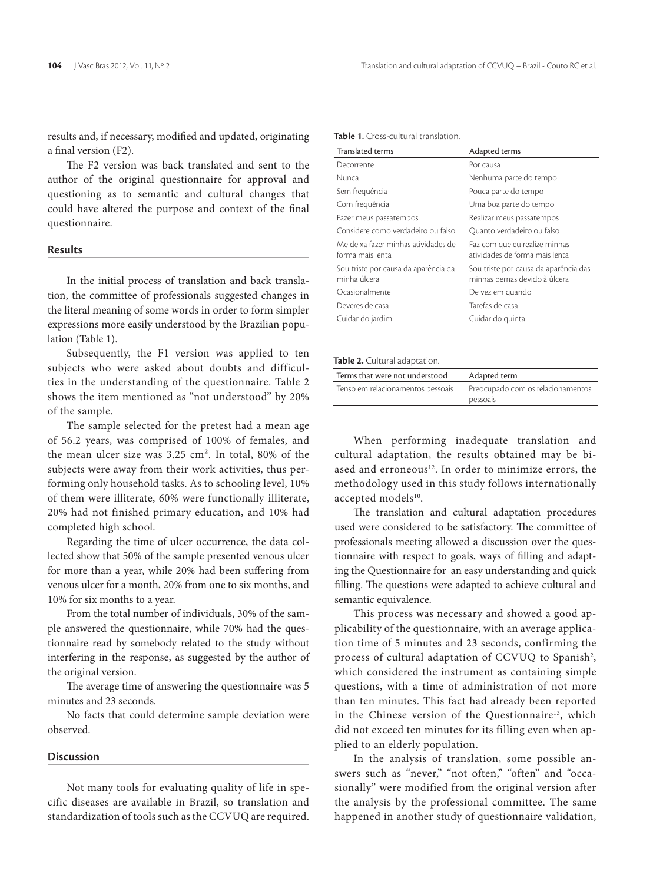results and, if necessary, modified and updated, originating a final version (F2).

The F2 version was back translated and sent to the author of the original questionnaire for approval and questioning as to semantic and cultural changes that could have altered the purpose and context of the final questionnaire.

## Results

In the initial process of translation and back translation, the committee of professionals suggested changes in the literal meaning of some words in order to form simpler expressions more easily understood by the Brazilian population (Table 1).

Subsequently, the F1 version was applied to ten subjects who were asked about doubts and difficulties in the understanding of the questionnaire. Table 2 shows the item mentioned as "not understood" by 20% of the sample.

The sample selected for the pretest had a mean age of 56.2 years, was comprised of 100% of females, and the mean ulcer size was 3.25 $cm^2$. In total, 80% of the subjects were away from their work activities, thus performing only household tasks. As to schooling level, 10% of them were illiterate, 60% were functionally illiterate, 20% had not finished primary education, and 10% had completed high school.

Regarding the time of ulcer occurrence, the data collected show that 50% of the sample presented venous ulcer for more than a year, while 20% had been suffering from venous ulcer for a month, 20% from one to six months, and 10% for six months to a year.

From the total number of individuals, 30% of the sample answered the questionnaire, while 70% had the questionnaire read by somebody related to the study without interfering in the response, as suggested by the author of the original version.

The average time of answering the questionnaire was 5 minutes and 23 seconds.

No facts that could determine sample deviation were observed.

## Discussion

Not many tools for evaluating quality of life in specific diseases are available in Brazil, so translation and standardization of tools such as the CCVUQ are required.

**Table 1.** Cross-cultural translation.

| Translated terms | Adapted terms |
|---|---|
| Decorrente | Por causa |
| Nunca | Nenhuma parte do tempo |
| Sem frequência | Pouca parte do tempo |
| Com frequência | Uma boa parte do tempo |
| Fazer meus passatempos | Realizar meus passatempos |
| Considere como verdadeiro ou falso | Quanto verdadeiro ou falso |
| Me deixa fazer minhas atividades de forma mais lenta | Faz com que eu realize minhas atividades de forma mais lenta |
| Sou triste por causa da aparência da minha úlcera | Sou triste por causa da aparência das minhas pernas devido à úlcera |
| Ocasionalmente | De vez em quando |
| Deveres de casa | Tarefas de casa |
| Cuidar do jardim | Cuidar do quintal |

**Table 2.** Cultural adaptation.

| Terms that were not understood | Adapted term |
|---|---|
| Tenso em relacionamentos pessoais | Preocupado com os relacionamentos pessoais |

When performing inadequate translation and cultural adaptation, the results obtained may be biased and erroneous[12]. In order to minimize errors, the methodology used in this study follows internationally accepted models[10].

The translation and cultural adaptation procedures used were considered to be satisfactory. The committee of professionals meeting allowed a discussion over the questionnaire with respect to goals, ways of filling and adapting the Questionnaire for an easy understanding and quick filling. The questions were adapted to achieve cultural and semantic equivalence.

This process was necessary and showed a good applicability of the questionnaire, with an average application time of 5 minutes and 23 seconds, confirming the process of cultural adaptation of CCVUQ to Spanish[2], which considered the instrument as containing simple questions, with a time of administration of not more than ten minutes. This fact had already been reported in the Chinese version of the Questionnaire[13], which did not exceed ten minutes for its filling even when applied to an elderly population.

In the analysis of translation, some possible answers such as "never," "not often," "often" and "occasionally" were modified from the original version after the analysis by the professional committee. The same happened in another study of questionnaire validation,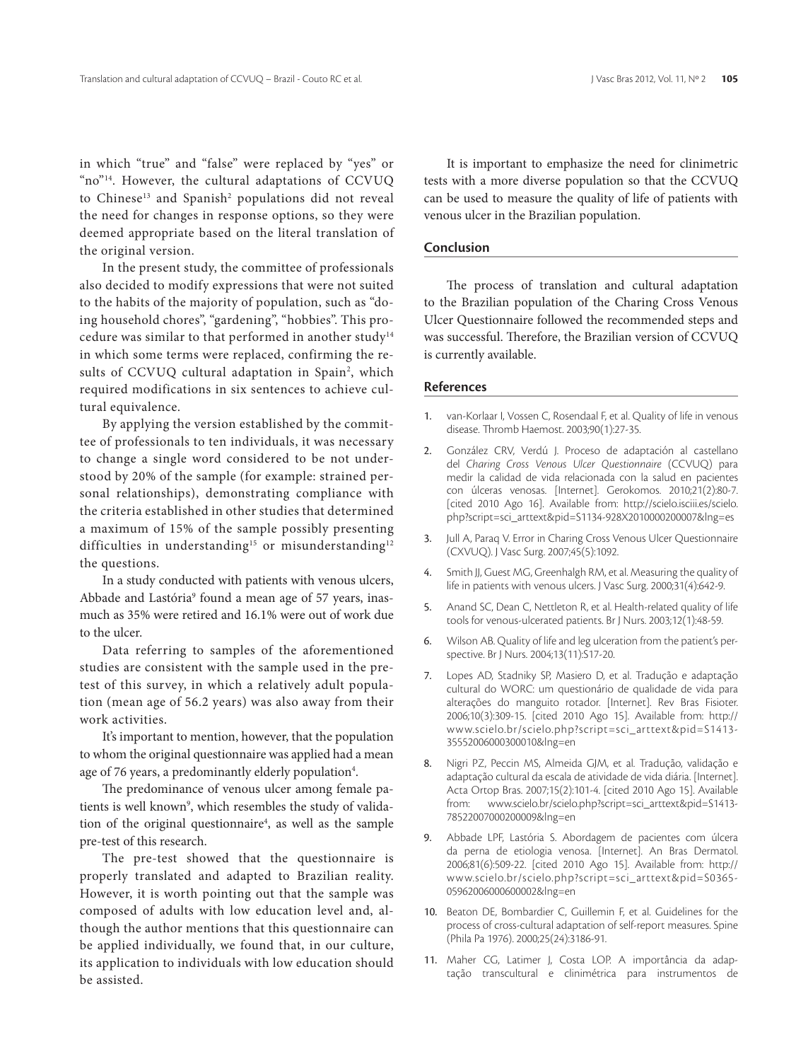in which "true" and "false" were replaced by "yes" or "no"[14]. However, the cultural adaptations of CCVUQ to Chinese[13] and Spanish[2] populations did not reveal the need for changes in response options, so they were deemed appropriate based on the literal translation of the original version.

In the present study, the committee of professionals also decided to modify expressions that were not suited to the habits of the majority of population, such as "doing household chores", "gardening", "hobbies". This procedure was similar to that performed in another study[14] in which some terms were replaced, confirming the results of CCVUQ cultural adaptation in Spain[2], which required modifications in six sentences to achieve cultural equivalence.

By applying the version established by the committee of professionals to ten individuals, it was necessary to change a single word considered to be not understood by 20% of the sample (for example: strained personal relationships), demonstrating compliance with the criteria established in other studies that determined a maximum of 15% of the sample possibly presenting difficulties in understanding[15] or misunderstanding[12] the questions.

In a study conducted with patients with venous ulcers, Abbade and Lastória[9] found a mean age of 57 years, inasmuch as 35% were retired and 16.1% were out of work due to the ulcer.

Data referring to samples of the aforementioned studies are consistent with the sample used in the pretest of this survey, in which a relatively adult population (mean age of 56.2 years) was also away from their work activities.

It's important to mention, however, that the population to whom the original questionnaire was applied had a mean age of 76 years, a predominantly elderly population[4].

The predominance of venous ulcer among female patients is well known[9], which resembles the study of validation of the original questionnaire[4], as well as the sample pre-test of this research.

The pre-test showed that the questionnaire is properly translated and adapted to Brazilian reality. However, it is worth pointing out that the sample was composed of adults with low education level and, although the author mentions that this questionnaire can be applied individually, we found that, in our culture, its application to individuals with low education should be assisted.

It is important to emphasize the need for clinimetric tests with a more diverse population so that the CCVUQ can be used to measure the quality of life of patients with venous ulcer in the Brazilian population.

## Conclusion

The process of translation and cultural adaptation to the Brazilian population of the Charing Cross Venous Ulcer Questionnaire followed the recommended steps and was successful. Therefore, the Brazilian version of CCVUQ is currently available.

## References

1. van-Korlaar I, Vossen C, Rosendaal F, et al. Quality of life in venous disease. Thromb Haemost. 2003;90(1):27-35.
2. González CRV, Verdú J. Proceso de adaptación al castellano del *Charing Cross Venous Ulcer Questionnaire* (CCVUQ) para medir la calidad de vida relacionada con la salud en pacientes con úlceras venosas. [Internet]. Gerokomos. 2010;21(2):80-7. [cited 2010 Ago 16]. Available from: http://scielo.isciii.es/scielo.php?script=sci_arttext&pid=S1134-928X2010000200007&lng=es
3. Jull A, Paraq V. Error in Charing Cross Venous Ulcer Questionnaire (CXVUQ). J Vasc Surg. 2007;45(5):1092.
4. Smith JJ, Guest MG, Greenhalgh RM, et al. Measuring the quality of life in patients with venous ulcers. J Vasc Surg. 2000;31(4):642-9.
5. Anand SC, Dean C, Nettleton R, et al. Health-related quality of life tools for venous-ulcerated patients. Br J Nurs. 2003;12(1):48-59.
6. Wilson AB. Quality of life and leg ulceration from the patient's perspective. Br J Nurs. 2004;13(11):S17-20.
7. Lopes AD, Stadniky SP, Masiero D, et al. Tradução e adaptação cultural do WORC: um questionário de qualidade de vida para alterações do manguito rotador. [Internet]. Rev Bras Fisioter. 2006;10(3):309-15. [cited 2010 Ago 15]. Available from: http://www.scielo.br/scielo.php?script=sci_arttext&pid=S1413-35552006000300010&lng=en
8. Nigri PZ, Peccin MS, Almeida GJM, et al. Tradução, validação e adaptação cultural da escala de atividade de vida diária. [Internet]. Acta Ortop Bras. 2007;15(2):101-4. [cited 2010 Ago 15]. Available from: www.scielo.br/scielo.php?script=sci_arttext&pid=S1413-78522007000200009&lng=en
9. Abbade LPF, Lastória S. Abordagem de pacientes com úlcera da perna de etiologia venosa. [Internet]. An Bras Dermatol. 2006;81(6):509-22. [cited 2010 Ago 15]. Available from: http://www.scielo.br/scielo.php?script=sci_arttext&pid=S0365-05962006000600002&lng=en
10. Beaton DE, Bombardier C, Guillemin F, et al. Guidelines for the process of cross-cultural adaptation of self-report measures. Spine (Phila Pa 1976). 2000;25(24):3186-91.
11. Maher CG, Latimer J, Costa LOP. A importância da adaptação transcultural e clinimétrica para instrumentos de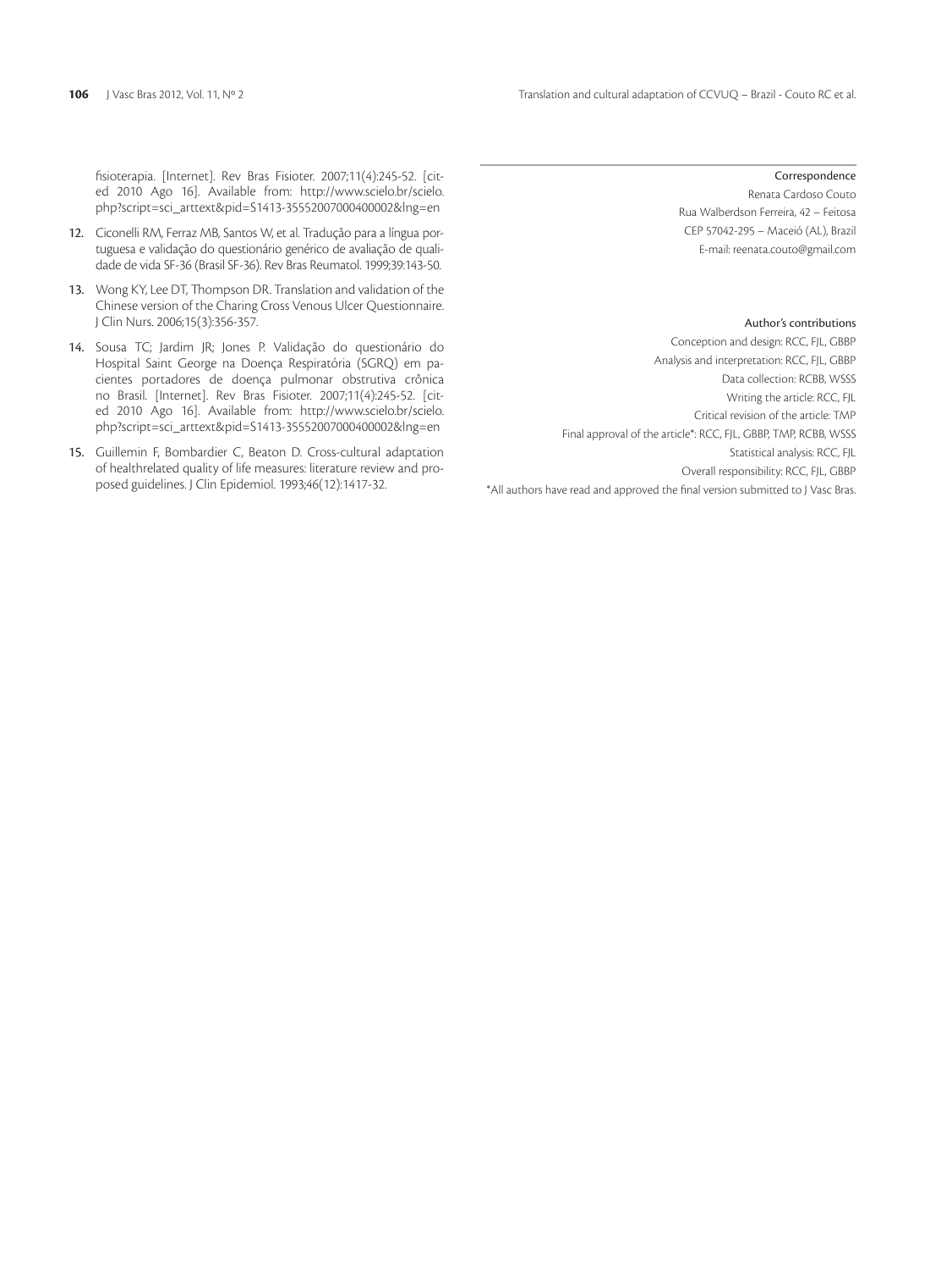fisioterapia. [Internet]. Rev Bras Fisioter. 2007;11(4):245-52. [cited 2010 Ago 16]. Available from: http://www.scielo.br/scielo.php?script=sci_arttext&pid=S1413-35552007000400002&lng=en

12. Ciconelli RM, Ferraz MB, Santos W, et al. Tradução para a língua portuguesa e validação do questionário genérico de avaliação de qualidade de vida SF-36 (Brasil SF-36). Rev Bras Reumatol. 1999;39:143-50.

13. Wong KY, Lee DT, Thompson DR. Translation and validation of the Chinese version of the Charing Cross Venous Ulcer Questionnaire. J Clin Nurs. 2006;15(3):356-357.

14. Sousa TC; Jardim JR; Jones P. Validação do questionário do Hospital Saint George na Doença Respiratória (SGRQ) em pacientes portadores de doença pulmonar obstrutiva crônica no Brasil. [Internet]. Rev Bras Fisioter. 2007;11(4):245-52. [cited 2010 Ago 16]. Available from: http://www.scielo.br/scielo.php?script=sci_arttext&pid=S1413-35552007000400002&lng=en

15. Guillemin F, Bombardier C, Beaton D. Cross-cultural adaptation of healthrelated quality of life measures: literature review and proposed guidelines. J Clin Epidemiol. 1993;46(12):1417-32.

**Correspondence**

Renata Cardoso Couto
Rua Walberdson Ferreira, 42 – Feitosa
CEP 57042-295 – Maceió (AL), Brazil
E-mail: reenata.couto@gmail.com

**Author's contributions**

Conception and design: RCC, FJL, GBBP
Analysis and interpretation: RCC, FJL, GBBP
Data collection: RCBB, WSSS
Writing the article: RCC, FJL
Critical revision of the article: TMP
Final approval of the article*: RCC, FJL, GBBP, TMP, RCBB, WSSS
Statistical analysis: RCC, FJL
Overall responsibility: RCC, FJL, GBBP

*All authors have read and approved the final version submitted to J Vasc Bras.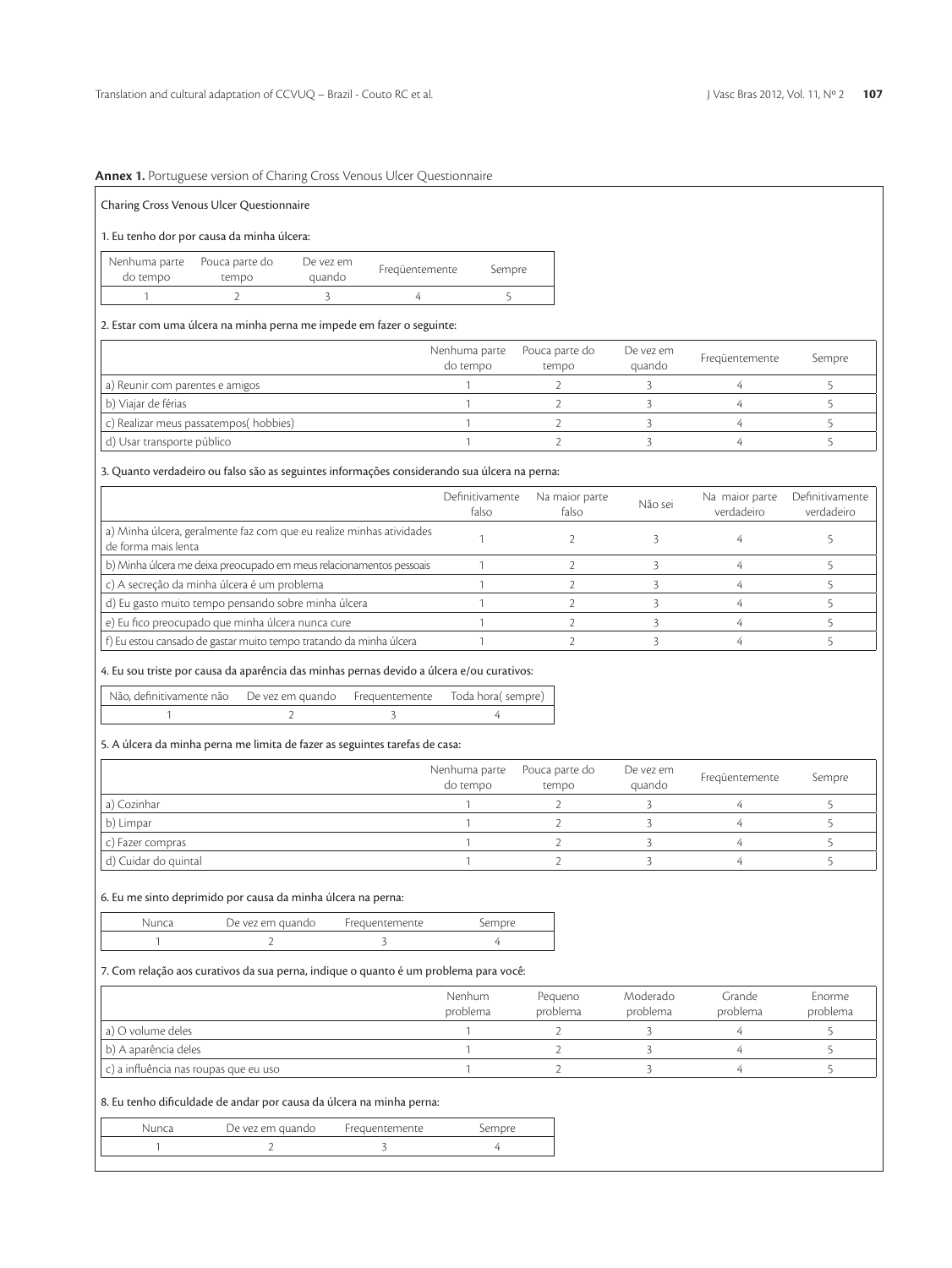**Annex 1.** Portuguese version of Charing Cross Venous Ulcer Questionnaire

Charing Cross Venous Ulcer Questionnaire

1. Eu tenho dor por causa da minha úlcera:

| Nenhuma parte do tempo | Pouca parte do tempo | De vez em quando | Freqüentemente | Sempre |
|---|---|---|---|---|
| 1 | 2 | 3 | 4 | 5 |

2. Estar com uma úlcera na minha perna me impede em fazer o seguinte:

| | Nenhuma parte do tempo | Pouca parte do tempo | De vez em quando | Freqüentemente | Sempre |
|---|---|---|---|---|---|
| a) Reunir com parentes e amigos | 1 | 2 | 3 | 4 | 5 |
| b) Viajar de férias | 1 | 2 | 3 | 4 | 5 |
| c) Realizar meus passatempos( hobbies) | 1 | 2 | 3 | 4 | 5 |
| d) Usar transporte público | 1 | 2 | 3 | 4 | 5 |

3. Quanto verdadeiro ou falso são as seguintes informações considerando sua úlcera na perna:

| | Definitivamente falso | Na maior parte falso | Não sei | Na maior parte verdadeiro | Definitivamente verdadeiro |
|---|---|---|---|---|---|
| a) Minha úlcera, geralmente faz com que eu realize minhas atividades de forma mais lenta | 1 | 2 | 3 | 4 | 5 |
| b) Minha úlcera me deixa preocupado em meus relacionamentos pessoais | 1 | 2 | 3 | 4 | 5 |
| c) A secreção da minha úlcera é um problema | 1 | 2 | 3 | 4 | 5 |
| d) Eu gasto muito tempo pensando sobre minha úlcera | 1 | 2 | 3 | 4 | 5 |
| e) Eu fico preocupado que minha úlcera nunca cure | 1 | 2 | 3 | 4 | 5 |
| f) Eu estou cansado de gastar muito tempo tratando da minha úlcera | 1 | 2 | 3 | 4 | 5 |

4. Eu sou triste por causa da aparência das minhas pernas devido a úlcera e/ou curativos:

| Não, definitivamente não | De vez em quando | Frequentemente | Toda hora( sempre) |
|---|---|---|---|
| 1 | 2 | 3 | 4 |

5. A úlcera da minha perna me limita de fazer as seguintes tarefas de casa:

| | Nenhuma parte do tempo | Pouca parte do tempo | De vez em quando | Freqüentemente | Sempre |
|---|---|---|---|---|---|
| a) Cozinhar | 1 | 2 | 3 | 4 | 5 |
| b) Limpar | 1 | 2 | 3 | 4 | 5 |
| c) Fazer compras | 1 | 2 | 3 | 4 | 5 |
| d) Cuidar do quintal | 1 | 2 | 3 | 4 | 5 |

6. Eu me sinto deprimido por causa da minha úlcera na perna:

| Nunca | De vez em quando | Frequentemente | Sempre |
|---|---|---|---|
| 1 | 2 | 3 | 4 |

7. Com relação aos curativos da sua perna, indique o quanto é um problema para você:

| | Nenhum problema | Pequeno problema | Moderado problema | Grande problema | Enorme problema |
|---|---|---|---|---|---|
| a) O volume deles | 1 | 2 | 3 | 4 | 5 |
| b) A aparência deles | 1 | 2 | 3 | 4 | 5 |
| c) a influência nas roupas que eu uso | 1 | 2 | 3 | 4 | 5 |

8. Eu tenho dificuldade de andar por causa da úlcera na minha perna:

| Nunca | De vez em quando | Frequentemente | Sempre |
|---|---|---|---|
| 1 | 2 | 3 | 4 |